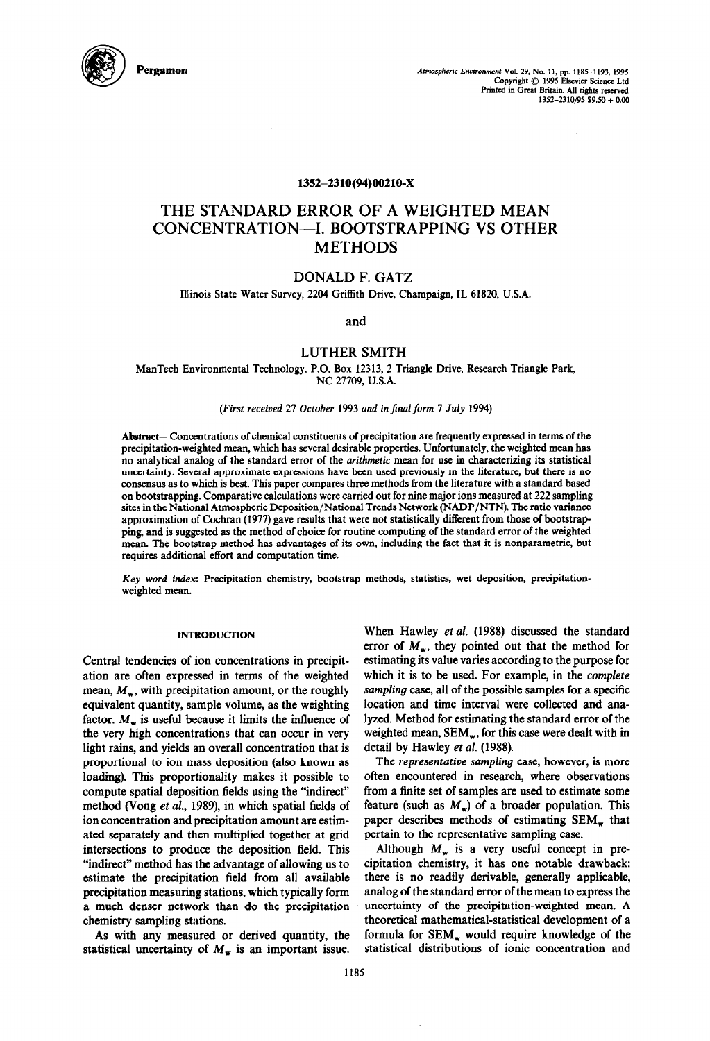1352-2310(94)00210-X

# THE STANDARD ERROR OF A WEIGHTED MEAN CONCENTRATION—I. BOOTSTRAPPING VS OTHER METHODS

**DONALD F. GATZ**

Illinois State Water Survey, 2204 Griffith Drive, Champaign, IL 61820, U.S.A.

and

**LUTHER SMITH**

ManTech Environmental Technology, P.O. Box 12313, 2 Triangle Drive, Research Triangle Park, NC 27709, U.S.A.

*(First received 27 October 1993 and in final form 7 July 1994)*

**Abstract**—Concentrations of chemical constituents of precipitation are frequently expressed in terms of the precipitation-weighted mean, which has several desirable properties. Unfortunately, the weighted mean has no analytical analog of the standard error of the *arithmetic* mean for use in characterizing its statistical uncertainty. Several approximate expressions have been used previously in the literature, but there is no consensus as to which is best. This paper compares three methods from the literature with a standard based on bootstrapping. Comparative calculations were carried out for nine major ions measured at 222 sampling sites in the National Atmospheric Deposition/National Trends Network (NADP/NTN). The ratio variance approximation of Cochran (1977) gave results that were not statistically different from those of bootstrapping, and is suggested as the method of choice for routine computing of the standard error of the weighted mean. The bootstrap method has advantages of its own, including the fact that it is nonparametric, but requires additional effort and computation time.

*Key word index*: Precipitation chemistry, bootstrap methods, statistics, wet deposition, precipitation-weighted mean.

## INTRODUCTION

Central tendencies of ion concentrations in precipitation are often expressed in terms of the weighted mean, $M_w$, with precipitation amount, or the roughly equivalent quantity, sample volume, as the weighting factor. $M_w$ is useful because it limits the influence of the very high concentrations that can occur in very light rains, and yields an overall concentration that is proportional to ion mass deposition (also known as loading). This proportionality makes it possible to compute spatial deposition fields using the "indirect" method (Vong *et al.*, 1989), in which spatial fields of ion concentration and precipitation amount are estimated separately and then multiplied together at grid intersections to produce the deposition field. This "indirect" method has the advantage of allowing us to estimate the precipitation field from all available precipitation measuring stations, which typically form a much denser network than do the precipitation chemistry sampling stations.

As with any measured or derived quantity, the statistical uncertainty of $M_w$ is an important issue. When Hawley *et al.* (1988) discussed the standard error of $M_w$, they pointed out that the method for estimating its value varies according to the purpose for which it is to be used. For example, in the *complete sampling* case, all of the possible samples for a specific location and time interval were collected and analyzed. Method for estimating the standard error of the weighted mean, $SEM_w$, for this case were dealt with in detail by Hawley *et al.* (1988).

The *representative sampling* case, however, is more often encountered in research, where observations from a finite set of samples are used to estimate some feature (such as $M_w$) of a broader population. This paper describes methods of estimating $SEM_w$ that pertain to the representative sampling case.

Although $M_w$ is a very useful concept in precipitation chemistry, it has one notable drawback: there is no readily derivable, generally applicable, analog of the standard error of the mean to express the uncertainty of the precipitation-weighted mean. A theoretical mathematical-statistical development of a formula for $SEM_w$ would require knowledge of the statistical distributions of ionic concentration and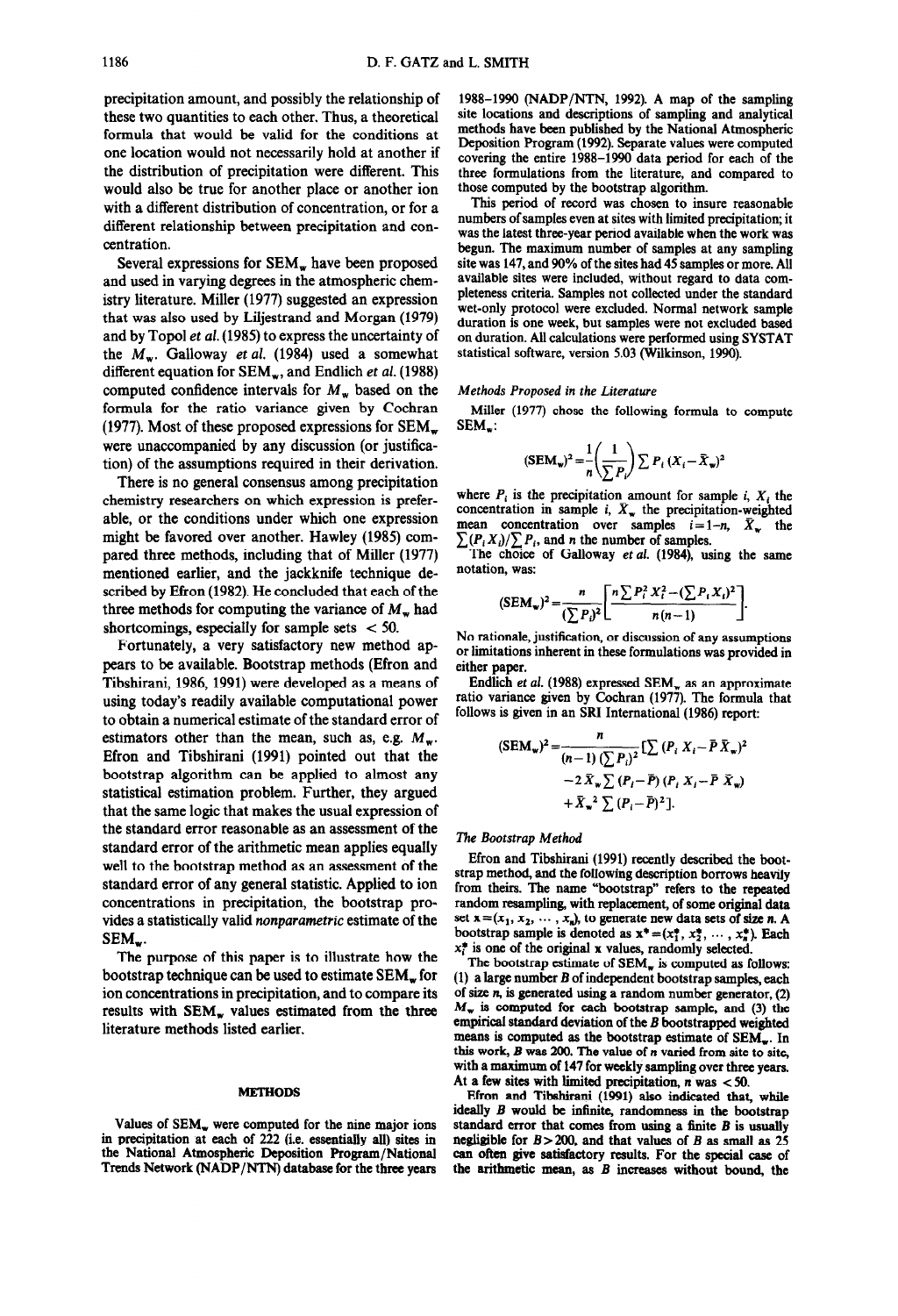precipitation amount, and possibly the relationship of these two quantities to each other. Thus, a theoretical formula that would be valid for the conditions at one location would not necessarily hold at another if the distribution of precipitation were different. This would also be true for another place or another ion with a different distribution of concentration, or for a different relationship between precipitation and concentration.

Several expressions for $SEM_w$ have been proposed and used in varying degrees in the atmospheric chemistry literature. Miller (1977) suggested an expression that was also used by Liljestrand and Morgan (1979) and by Topol *et al.* (1985) to express the uncertainty of the $M_w$. Galloway *et al.* (1984) used a somewhat different equation for $SEM_w$, and Endlich *et al.* (1988) computed confidence intervals for $M_w$ based on the formula for the ratio variance given by Cochran (1977). Most of these proposed expressions for $SEM_w$ were unaccompanied by any discussion (or justification) of the assumptions required in their derivation.

There is no general consensus among precipitation chemistry researchers on which expression is preferable, or the conditions under which one expression might be favored over another. Hawley (1985) compared three methods, including that of Miller (1977) mentioned earlier, and the jackknife technique described by Efron (1982). He concluded that each of the three methods for computing the variance of $M_w$ had shortcomings, especially for sample sets $< 50$.

Fortunately, a very satisfactory new method appears to be available. Bootstrap methods (Efron and Tibshirani, 1986, 1991) were developed as a means of using today's readily available computational power to obtain a numerical estimate of the standard error of estimators other than the mean, such as, e.g. $M_w$. Efron and Tibshirani (1991) pointed out that the bootstrap algorithm can be applied to almost any statistical estimation problem. Further, they argued that the same logic that makes the usual expression of the standard error reasonable as an assessment of the standard error of the arithmetic mean applies equally well to the bootstrap method as an assessment of the standard error of any general statistic. Applied to ion concentrations in precipitation, the bootstrap provides a statistically valid *nonparametric* estimate of the $SEM_w$.

The purpose of this paper is to illustrate how the bootstrap technique can be used to estimate $SEM_w$ for ion concentrations in precipitation, and to compare its results with $SEM_w$ values estimated from the three literature methods listed earlier.

## METHODS

Values of $SEM_w$ were computed for the nine major ions in precipitation at each of 222 (i.e. essentially all) sites in the National Atmospheric Deposition Program/National Trends Network (NADP/NTN) database for the three years 1988–1990 (NADP/NTN, 1992). A map of the sampling site locations and descriptions of sampling and analytical methods have been published by the National Atmospheric Deposition Program (1992). Separate values were computed covering the entire 1988–1990 data period for each of the three formulations from the literature, and compared to those computed by the bootstrap algorithm.

This period of record was chosen to insure reasonable numbers of samples even at sites with limited precipitation; it was the latest three-year period available when the work was begun. The maximum number of samples at any sampling site was 147, and 90% of the sites had 45 samples or more. All available sites were included, without regard to data completeness criteria. Samples not collected under the standard wet-only protocol were excluded. Normal network sample duration is one week, but samples were not excluded based on duration. All calculations were performed using SYSTAT statistical software, version 5.03 (Wilkinson, 1990).

### *Methods Proposed in the Literature*

Miller (1977) chose the following formula to compute $SEM_w$:

$$(SEM_w)^2 = \frac{1}{n}\left(\frac{1}{\sum P_i}\right)\sum P_i\,(X_i - \bar{X}_w)^2$$

where $P_i$ is the precipitation amount for sample $i$, $X_i$ the concentration in sample $i$, $X_w$ the precipitation-weighted mean concentration over samples $i = 1$–$n$, $\bar{X}_w$ the $\sum (P_i X_i)/\sum P_i$, and $n$ the number of samples.

The choice of Galloway *et al.* (1984), using the same notation, was:

$$(SEM_w)^2 = \frac{n}{(\sum P_i)^2}\left[\frac{n \sum P_i^2 X_i^2 - (\sum P_i X_i)^2}{n(n-1)}\right].$$

No rationale, justification, or discussion of any assumptions or limitations inherent in these formulations was provided in either paper.

Endlich *et al.* (1988) expressed $SEM_w$ as an approximate ratio variance given by Cochran (1977). The formula that follows is given in an SRI International (1986) report:

$$(SEM_w)^2 = \frac{n}{(n-1)(\sum P_i)^2}\Big[\sum (P_i X_i - \bar{P}\bar{X}_w)^2 - 2\bar{X}_w \sum (P_i - \bar{P})(P_i X_i - \bar{P}\bar{X}_w) + \bar{X}_w^{\,2} \sum (P_i - \bar{P})^2\Big].$$

### *The Bootstrap Method*

Efron and Tibshirani (1991) recently described the bootstrap method, and the following description borrows heavily from theirs. The name "bootstrap" refers to the repeated random resampling, with replacement, of some original data set $\mathbf{x} = (x_1, x_2, \ldots, x_n)$, to generate new data sets of size $n$. A bootstrap sample is denoted as $\mathbf{x}^* = (x_1^*, x_2^*, \ldots, x_n^*)$. Each $x_i^*$ is one of the original $\mathbf{x}$ values, randomly selected.

The bootstrap estimate of $SEM_w$ is computed as follows: (1) a large number $B$ of independent bootstrap samples, each of size $n$, is generated using a random number generator, (2) $M_w$ is computed for each bootstrap sample, and (3) the empirical standard deviation of the $B$ bootstrapped weighted means is computed as the bootstrap estimate of $SEM_w$. In this work, $B$ was 200. The value of $n$ varied from site to site, with a maximum of 147 for weekly sampling over three years. At a few sites with limited precipitation, $n$ was $< 50$.

Efron and Tibshirani (1991) also indicated that, while ideally $B$ would be infinite, randomness in the bootstrap standard error that comes from using a finite $B$ is usually negligible for $B > 200$, and that values of $B$ as small as 25 can often give satisfactory results. For the special case of the arithmetic mean, as $B$ increases without bound, the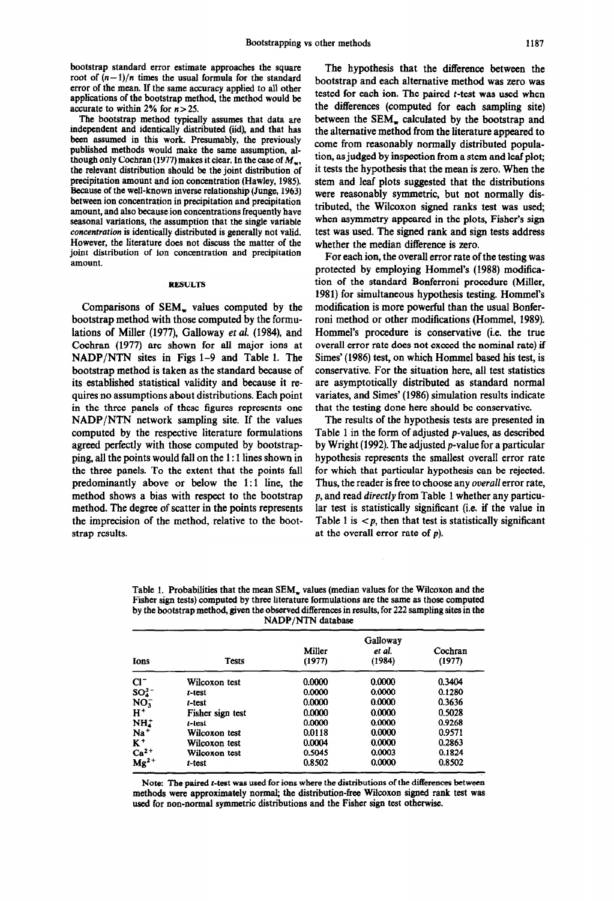bootstrap standard error estimate approaches the square root of $(n-1)/n$ times the usual formula for the standard error of the mean. If the same accuracy applied to all other applications of the bootstrap method, the method would be accurate to within 2% for $n > 25$.

The bootstrap method typically assumes that data are independent and identically distributed (iid), and that has been assumed in this work. Presumably, the previously published methods would make the same assumption, although only Cochran (1977) makes it clear. In the case of $M_w$, the relevant distribution should be the joint distribution of precipitation amount and ion concentration (Hawley, 1985). Because of the well-known inverse relationship (Junge, 1963) between ion concentration in precipitation and precipitation amount, and also because ion concentrations frequently have seasonal variations, the assumption that the single variable *concentration* is identically distributed is generally not valid. However, the literature does not discuss the matter of the joint distribution of ion concentration and precipitation amount.

## RESULTS

Comparisons of $SEM_w$ values computed by the bootstrap method with those computed by the formulations of Miller (1977), Galloway *et al.* (1984), and Cochran (1977) are shown for all major ions at NADP/NTN sites in Figs 1–9 and Table 1. The bootstrap method is taken as the standard because of its established statistical validity and because it requires no assumptions about distributions. Each point in the three panels of these figures represents one NADP/NTN network sampling site. If the values computed by the respective literature formulations agreed perfectly with those computed by bootstrapping, all the points would fall on the 1:1 lines shown in the three panels. To the extent that the points fall predominantly above or below the 1:1 line, the method shows a bias with respect to the bootstrap method. The degree of scatter in the points represents the imprecision of the method, relative to the bootstrap results.

The hypothesis that the difference between the bootstrap and each alternative method was zero was tested for each ion. The paired $t$-test was used when the differences (computed for each sampling site) between the $SEM_w$ calculated by the bootstrap and the alternative method from the literature appeared to come from reasonably normally distributed population, as judged by inspection from a stem and leaf plot; it tests the hypothesis that the mean is zero. When the stem and leaf plots suggested that the distributions were reasonably symmetric, but not normally distributed, the Wilcoxon signed ranks test was used; when asymmetry appeared in the plots, Fisher's sign test was used. The signed rank and sign tests address whether the median difference is zero.

For each ion, the overall error rate of the testing was protected by employing Hommel's (1988) modification of the standard Bonferroni procedure (Miller, 1981) for simultaneous hypothesis testing. Hommel's modification is more powerful than the usual Bonferroni method or other modifications (Hommel, 1989). Hommel's procedure is conservative (i.e. the true overall error rate does not exceed the nominal rate) if Simes' (1986) test, on which Hommel based his test, is conservative. For the situation here, all test statistics are asymptotically distributed as standard normal variates, and Simes' (1986) simulation results indicate that the testing done here should be conservative.

The results of the hypothesis tests are presented in Table 1 in the form of adjusted $p$-values, as described by Wright (1992). The adjusted $p$-value for a particular hypothesis represents the smallest overall error rate for which that particular hypothesis can be rejected. Thus, the reader is free to choose any *overall* error rate, $p$, and read *directly* from Table 1 whether any particular test is statistically significant (i.e. if the value in Table 1 is $< p$, then that test is statistically significant at the overall error rate of $p$).

Table 1. Probabilities that the mean $SEM_w$ values (median values for the Wilcoxon and the Fisher sign tests) computed by three literature formulations are the same as those computed by the bootstrap method, given the observed differences in results, for 222 sampling sites in the NADP/NTN database

| Ions | Tests | Miller (1977) | Galloway *et al.* (1984) | Cochran (1977) |
|---|---|---|---|---|
| $Cl^-$ | Wilcoxon test | 0.0000 | 0.0000 | 0.3404 |
| $SO_4^{2-}$ | $t$-test | 0.0000 | 0.0000 | 0.1280 |
| $NO_3^-$ | $t$-test | 0.0000 | 0.0000 | 0.3636 |
| $H^+$ | Fisher sign test | 0.0000 | 0.0000 | 0.5028 |
| $NH_4^+$ | $t$-test | 0.0000 | 0.0000 | 0.9268 |
| $Na^+$ | Wilcoxon test | 0.0118 | 0.0000 | 0.9571 |
| $K^+$ | Wilcoxon test | 0.0004 | 0.0000 | 0.2863 |
| $Ca^{2+}$ | Wilcoxon test | 0.5045 | 0.0003 | 0.1824 |
| $Mg^{2+}$ | $t$-test | 0.8502 | 0.0000 | 0.8502 |

Note: The paired $t$-test was used for ions where the distributions of the differences between methods were approximately normal; the distribution-free Wilcoxon signed rank test was used for non-normal symmetric distributions and the Fisher sign test otherwise.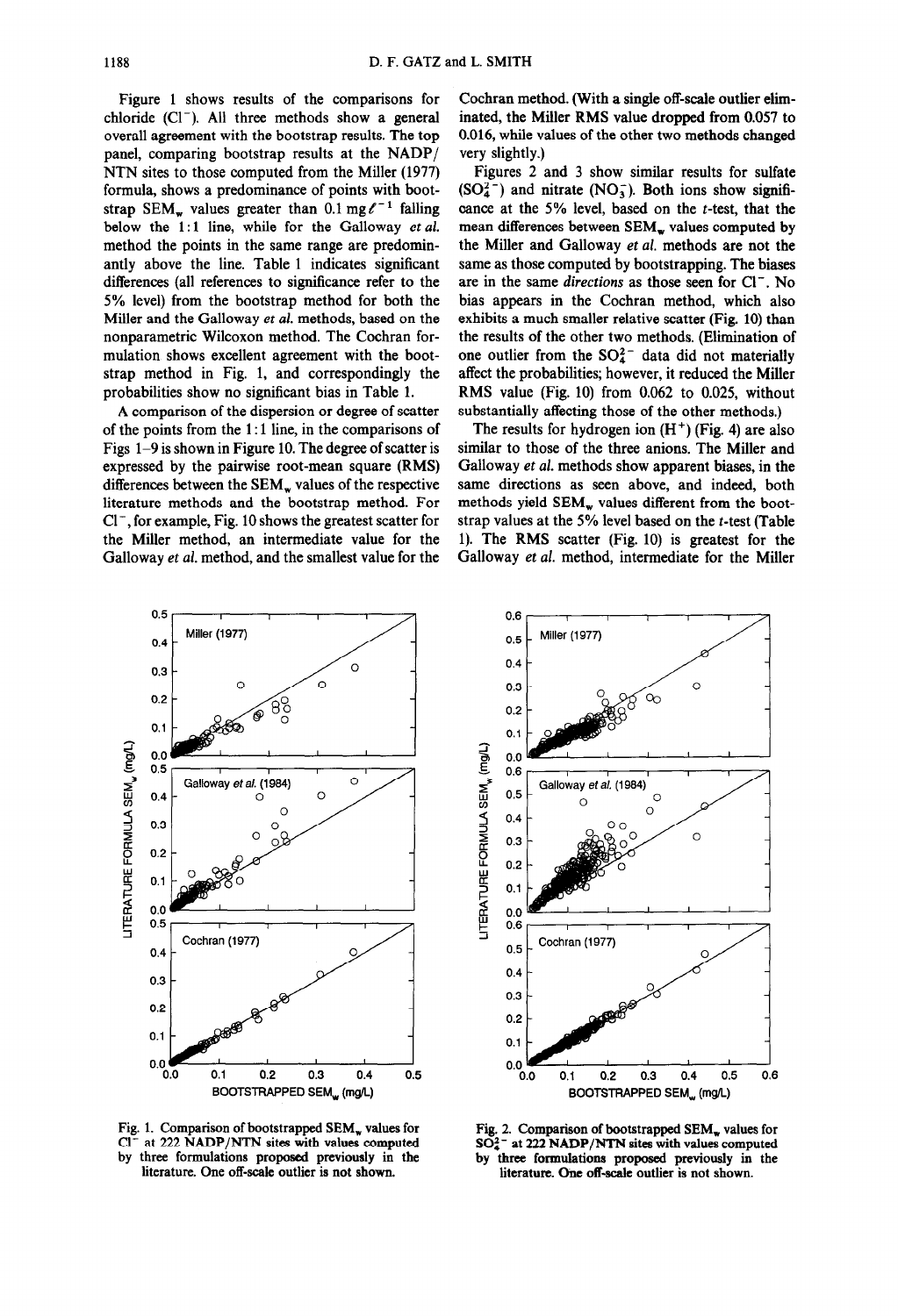Figure 1 shows results of the comparisons for chloride ($Cl^-$). All three methods show a general overall agreement with the bootstrap results. The top panel, comparing bootstrap results at the NADP/NTN sites to those computed from the Miller (1977) formula, shows a predominance of points with bootstrap $SEM_w$ values greater than 0.1 mg $\ell^{-1}$ falling below the 1:1 line, while for the Galloway *et al.* method the points in the same range are predominantly above the line. Table 1 indicates significant differences (all references to significance refer to the 5% level) from the bootstrap method for both the Miller and the Galloway *et al.* methods, based on the nonparametric Wilcoxon method. The Cochran formulation shows excellent agreement with the bootstrap method in Fig. 1, and correspondingly the probabilities show no significant bias in Table 1.

A comparison of the dispersion or degree of scatter of the points from the 1:1 line, in the comparisons of Figs 1–9 is shown in Figure 10. The degree of scatter is expressed by the pairwise root-mean square (RMS) differences between the $SEM_w$ values of the respective literature methods and the bootstrap method. For $Cl^-$, for example, Fig. 10 shows the greatest scatter for the Miller method, an intermediate value for the Galloway *et al.* method, and the smallest value for the Cochran method. (With a single off-scale outlier eliminated, the Miller RMS value dropped from 0.057 to 0.016, while values of the other two methods changed very slightly.)

Figures 2 and 3 show similar results for sulfate ($SO_4^{2-}$) and nitrate ($NO_3^-$). Both ions show significance at the 5% level, based on the *t*-test, that the mean differences between $SEM_w$ values computed by the Miller and Galloway *et al.* methods are not the same as those computed by bootstrapping. The biases are in the same *directions* as those seen for $Cl^-$. No bias appears in the Cochran method, which also exhibits a much smaller relative scatter (Fig. 10) than the results of the other two methods. (Elimination of one outlier from the $SO_4^{2-}$ data did not materially affect the probabilities; however, it reduced the Miller RMS value (Fig. 10) from 0.062 to 0.025, without substantially affecting those of the other methods.)

The results for hydrogen ion ($H^+$) (Fig. 4) are also similar to those of the three anions. The Miller and Galloway *et al.* methods show apparent biases, in the same directions as seen above, and indeed, both methods yield $SEM_w$ values different from the bootstrap values at the 5% level based on the *t*-test (Table 1). The RMS scatter (Fig. 10) is greatest for the Galloway *et al.* method, intermediate for the Miller

Fig. 1. Comparison of bootstrapped $SEM_w$ values for $Cl^-$ at 222 NADP/NTN sites with values computed by three formulations proposed previously in the literature. One off-scale outlier is not shown.

Fig. 2. Comparison of bootstrapped $SEM_w$ values for $SO_4^{2-}$ at 222 NADP/NTN sites with values computed by three formulations proposed previously in the literature. One off-scale outlier is not shown.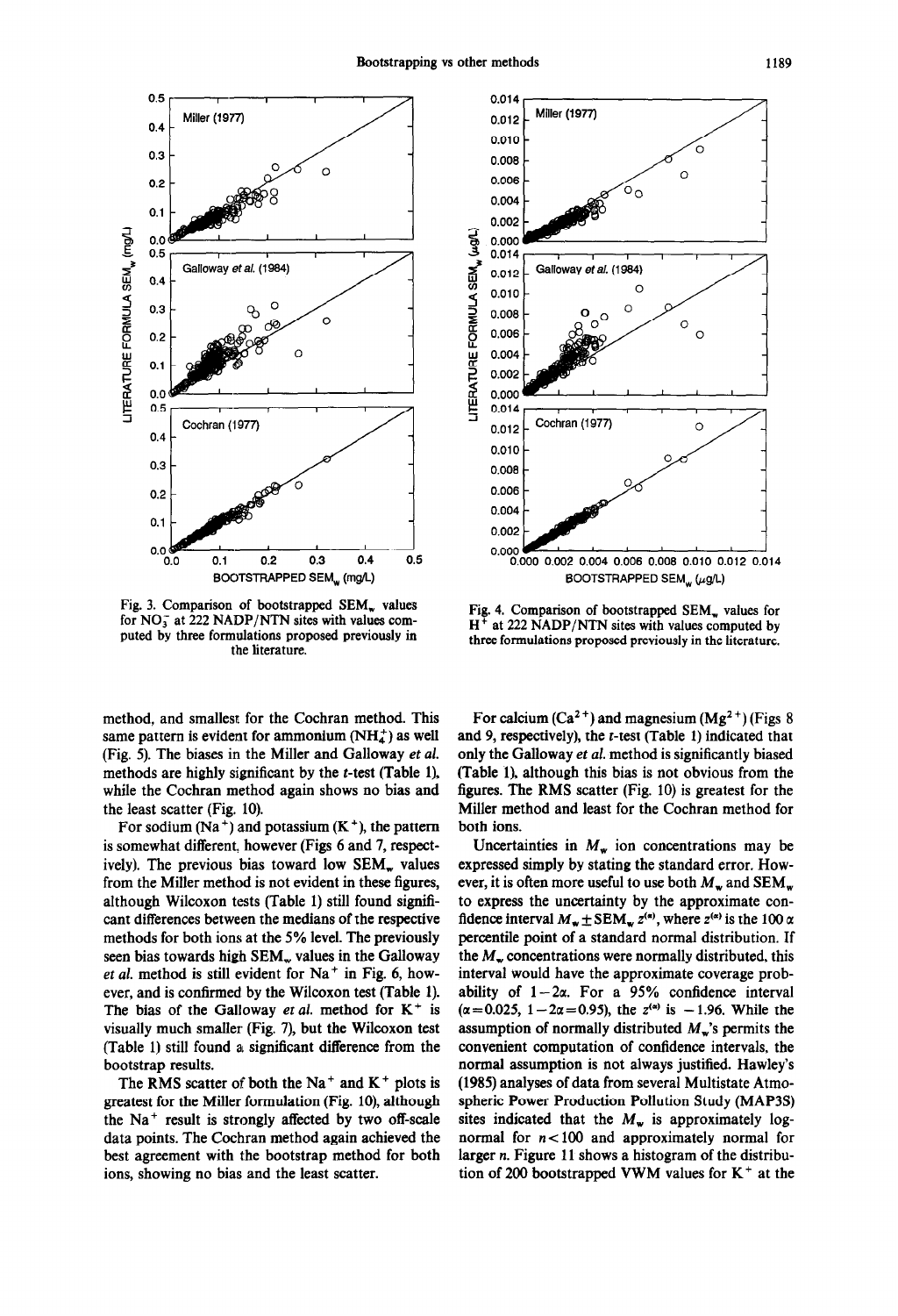Fig. 3. Comparison of bootstrapped $SEM_w$ values for $NO_3^-$ at 222 NADP/NTN sites with values computed by three formulations proposed previously in the literature.

Fig. 4. Comparison of bootstrapped $SEM_w$ values for $H^+$ at 222 NADP/NTN sites with values computed by three formulations proposed previously in the literature.

method, and smallest for the Cochran method. This same pattern is evident for ammonium ($NH_4^+$) as well (Fig. 5). The biases in the Miller and Galloway *et al.* methods are highly significant by the *t*-test (Table 1), while the Cochran method again shows no bias and the least scatter (Fig. 10).

For sodium ($Na^+$) and potassium ($K^+$), the pattern is somewhat different, however (Figs 6 and 7, respectively). The previous bias toward low $SEM_w$ values from the Miller method is not evident in these figures, although Wilcoxon tests (Table 1) still found significant differences between the medians of the respective methods for both ions at the 5% level. The previously seen bias towards high $SEM_w$ values in the Galloway *et al.* method is still evident for $Na^+$ in Fig. 6, however, and is confirmed by the Wilcoxon test (Table 1). The bias of the Galloway *et al.* method for $K^+$ is visually much smaller (Fig. 7), but the Wilcoxon test (Table 1) still found a significant difference from the bootstrap results.

The RMS scatter of both the $Na^+$ and $K^+$ plots is greatest for the Miller formulation (Fig. 10), although the $Na^+$ result is strongly affected by two off-scale data points. The Cochran method again achieved the best agreement with the bootstrap method for both ions, showing no bias and the least scatter.

For calcium ($Ca^{2+}$) and magnesium ($Mg^{2+}$) (Figs 8 and 9, respectively), the *t*-test (Table 1) indicated that only the Galloway *et al.* method is significantly biased (Table 1), although this bias is not obvious from the figures. The RMS scatter (Fig. 10) is greatest for the Miller method and least for the Cochran method for both ions.

Uncertainties in $M_w$ ion concentrations may be expressed simply by stating the standard error. However, it is often more useful to use both $M_w$ and $SEM_w$ to express the uncertainty by the approximate confidence interval $M_w \pm SEM_w z^{(\alpha)}$, where $z^{(\alpha)}$ is the $100\,\alpha$ percentile point of a standard normal distribution. If the $M_w$ concentrations were normally distributed, this interval would have the approximate coverage probability of $1-2\alpha$. For a 95% confidence interval ($\alpha = 0.025$, $1-2\alpha = 0.95$), the $z^{(\alpha)}$ is $-1.96$. While the assumption of normally distributed $M_w$'s permits the convenient computation of confidence intervals, the normal assumption is not always justified. Hawley's (1985) analyses of data from several Multistate Atmospheric Power Production Pollution Study (MAP3S) sites indicated that the $M_w$ is approximately lognormal for $n < 100$ and approximately normal for larger $n$. Figure 11 shows a histogram of the distribution of 200 bootstrapped VWM values for $K^+$ at the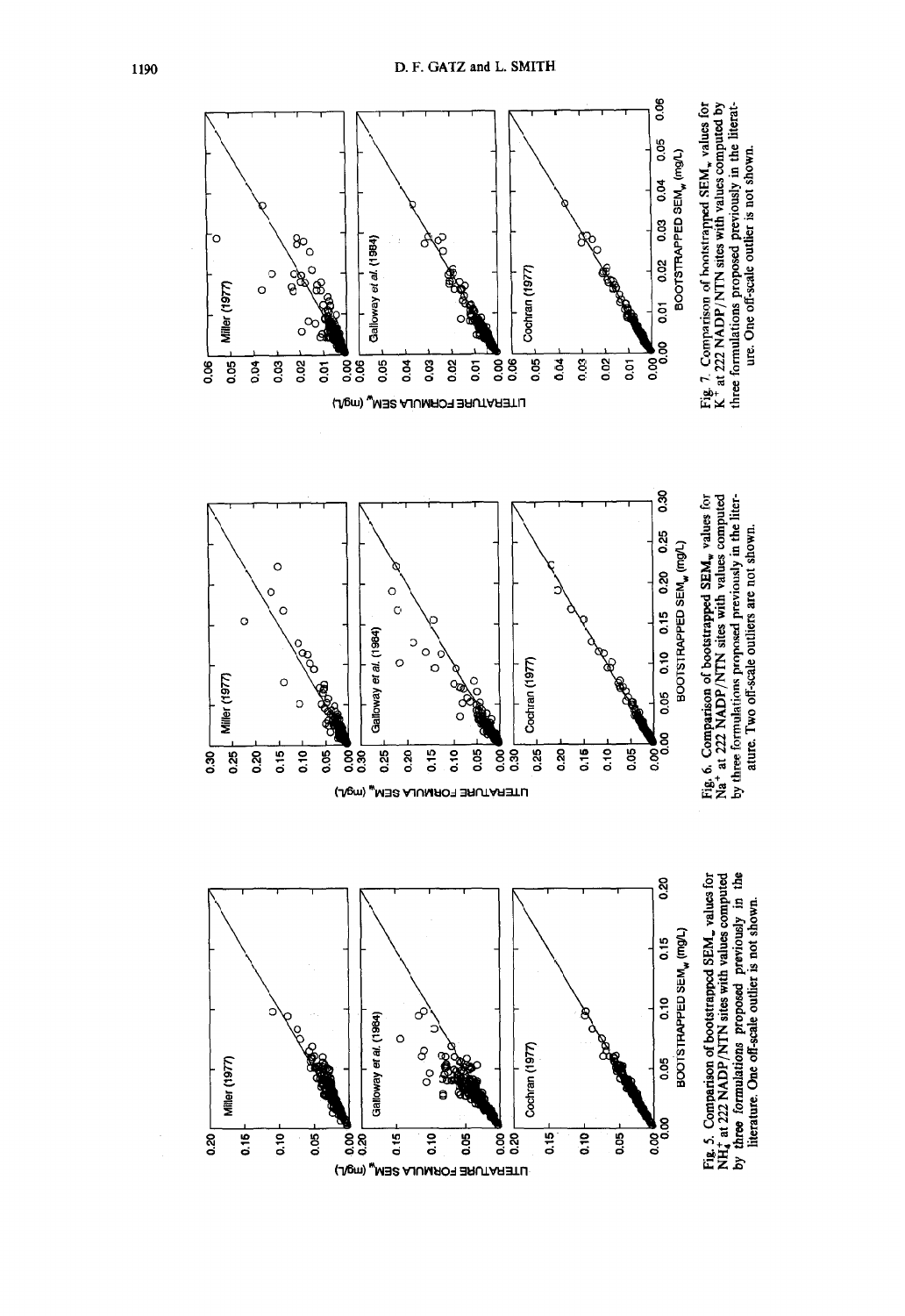Fig. 5. Comparison of bootstrapped $SEM_w$ values for $NH_4^+$ at 222 NADP/NTN sites with values computed by three formulations proposed previously in the literature. One off-scale outlier is not shown.

Fig. 6. Comparison of bootstrapped $SEM_w$ values for $Na^+$ at 222 NADP/NTN sites with values computed by three formulations proposed previously in the literature. Two off-scale outliers are not shown.

Fig. 7. Comparison of bootstrapped $SEM_w$ values for $K^+$ at 222 NADP/NTN sites with values computed by three formulations proposed previously in the literature. One off-scale outlier is not shown.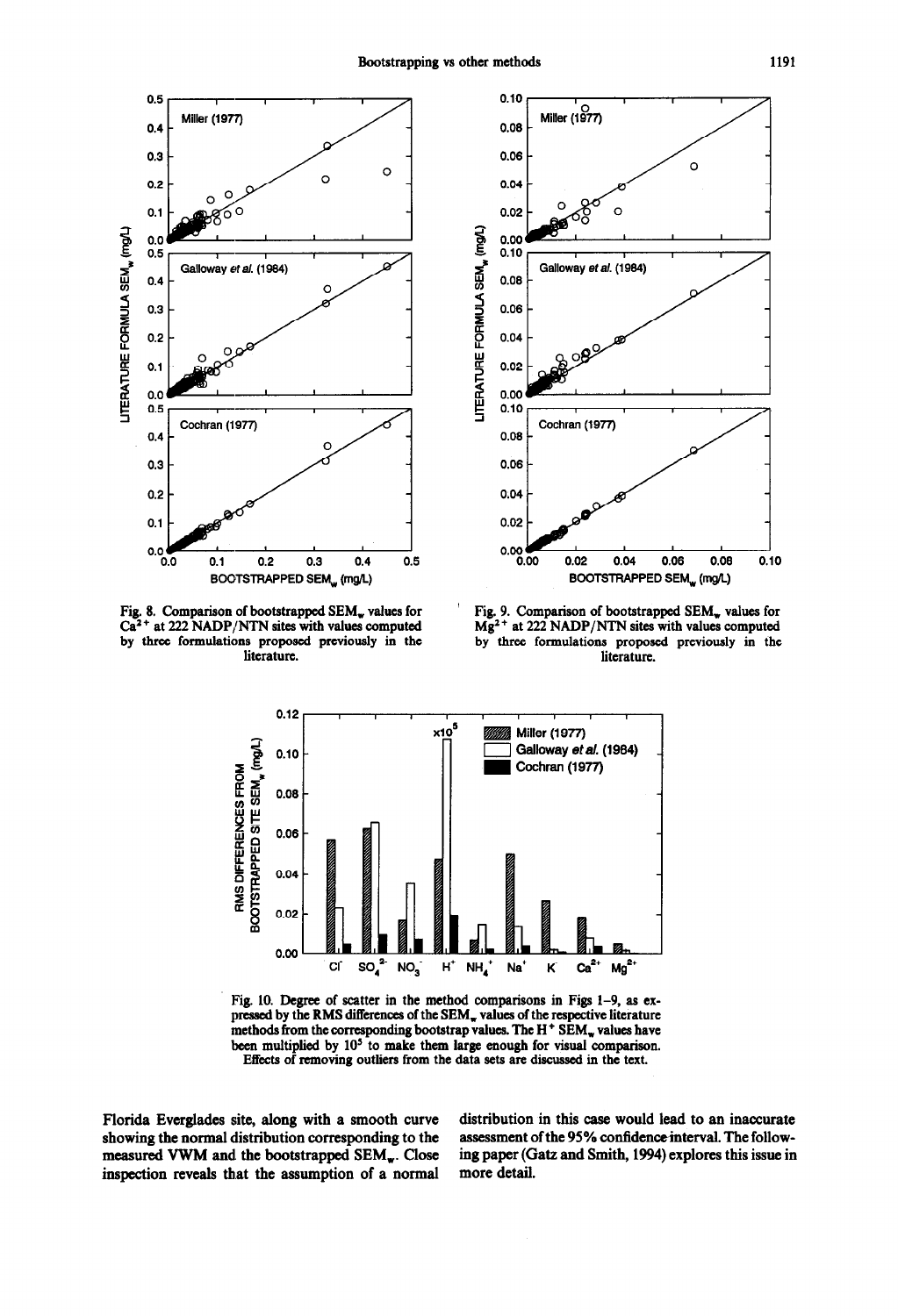Fig. 8. Comparison of bootstrapped $SEM_w$ values for $Ca^{2+}$ at 222 NADP/NTN sites with values computed by three formulations proposed previously in the literature.

Fig. 9. Comparison of bootstrapped $SEM_w$ values for $Mg^{2+}$ at 222 NADP/NTN sites with values computed by three formulations proposed previously in the literature.

Fig. 10. Degree of scatter in the method comparisons in Figs 1–9, as expressed by the RMS differences of the $SEM_w$ values of the respective literature methods from the corresponding bootstrap values. The $H^+$ $SEM_w$ values have been multiplied by $10^5$ to make them large enough for visual comparison. Effects of removing outliers from the data sets are discussed in the text.

Florida Everglades site, along with a smooth curve showing the normal distribution corresponding to the measured VWM and the bootstrapped $SEM_w$. Close inspection reveals that the assumption of a normal distribution in this case would lead to an inaccurate assessment of the 95% confidence interval. The following paper (Gatz and Smith, 1994) explores this issue in more detail.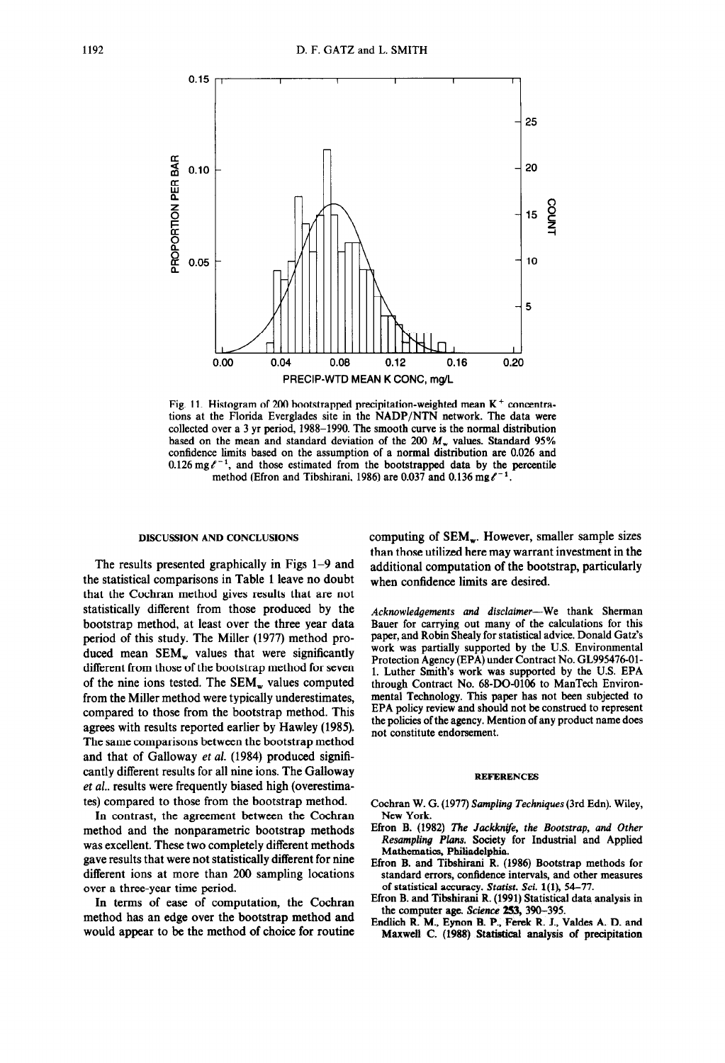Fig. 11. Histogram of 200 bootstrapped precipitation-weighted mean $K^+$ concentrations at the Florida Everglades site in the NADP/NTN network. The data were collected over a 3 yr period, 1988–1990. The smooth curve is the normal distribution based on the mean and standard deviation of the 200 $M_w$ values. Standard 95% confidence limits based on the assumption of a normal distribution are 0.026 and 0.126 mg $\ell^{-1}$, and those estimated from the bootstrapped data by the percentile method (Efron and Tibshirani, 1986) are 0.037 and 0.136 mg $\ell^{-1}$.

## DISCUSSION AND CONCLUSIONS

The results presented graphically in Figs 1–9 and the statistical comparisons in Table 1 leave no doubt that the Cochran method gives results that are not statistically different from those produced by the bootstrap method, at least over the three year data period of this study. The Miller (1977) method produced mean $SEM_w$ values that were significantly different from those of the bootstrap method for seven of the nine ions tested. The $SEM_w$ values computed from the Miller method were typically underestimates, compared to those from the bootstrap method. This agrees with results reported earlier by Hawley (1985). The same comparisons between the bootstrap method and that of Galloway *et al.* (1984) produced significantly different results for all nine ions. The Galloway *et al.*. results were frequently biased high (overestimates) compared to those from the bootstrap method.

In contrast, the agreement between the Cochran method and the nonparametric bootstrap methods was excellent. These two completely different methods gave results that were not statistically different for nine different ions at more than 200 sampling locations over a three-year time period.

In terms of ease of computation, the Cochran method has an edge over the bootstrap method and would appear to be the method of choice for routine computing of $SEM_w$. However, smaller sample sizes than those utilized here may warrant investment in the additional computation of the bootstrap, particularly when confidence limits are desired.

*Acknowledgements and disclaimer*—We thank Sherman Bauer for carrying out many of the calculations for this paper, and Robin Shealy for statistical advice. Donald Gatz's work was partially supported by the U.S. Environmental Protection Agency (EPA) under Contract No. GL995476-01-1. Luther Smith's work was supported by the U.S. EPA through Contract No. 68-DO-0106 to ManTech Environmental Technology. This paper has not been subjected to EPA policy review and should not be construed to represent the policies of the agency. Mention of any product name does not constitute endorsement.

## REFERENCES

Cochran W. G. (1977) *Sampling Techniques* (3rd Edn). Wiley, New York.

Efron B. (1982) *The Jackknife, the Bootstrap, and Other Resampling Plans.* Society for Industrial and Applied Mathematics, Philiadelphia.

Efron B. and Tibshirani R. (1986) Bootstrap methods for standard errors, confidence intervals, and other measures of statistical accuracy. *Statist. Sci.* **1**(1), 54–77.

Efron B. and Tibshirani R. (1991) Statistical data analysis in the computer age. *Science* **253**, 390–395.

Endlich R. M., Eynon B. P., Ferek R. J., Valdes A. D. and Maxwell C. (1988) Statistical analysis of precipitation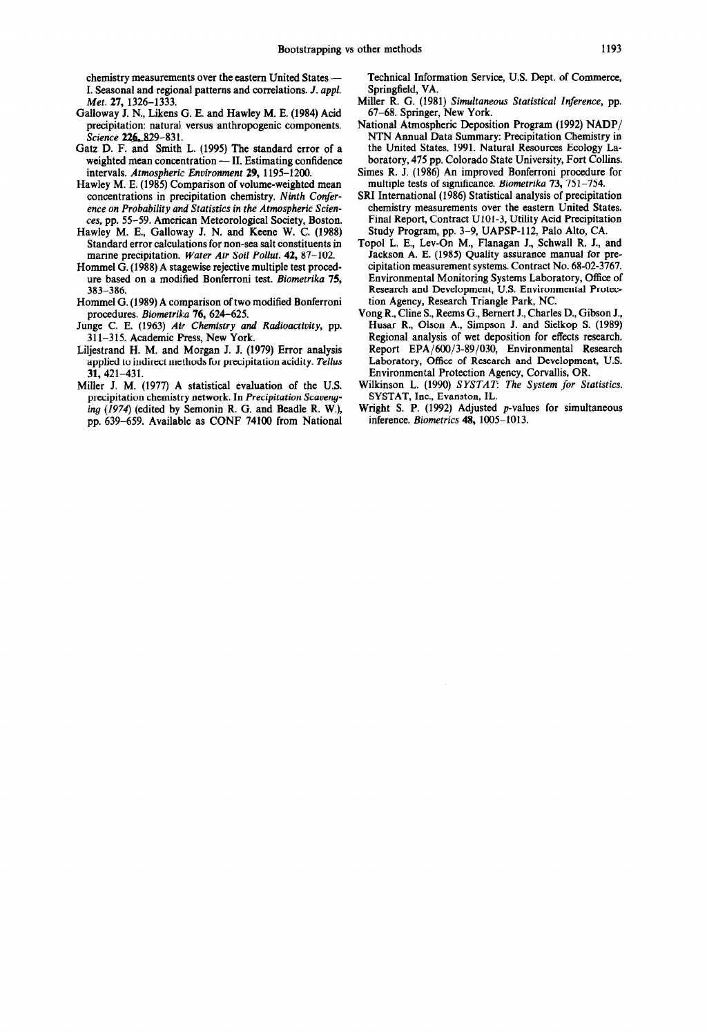chemistry measurements over the eastern United States — I. Seasonal and regional patterns and correlations. *J. appl. Met.* **27**, 1326–1333.

Galloway J. N., Likens G. E. and Hawley M. E. (1984) Acid precipitation: natural versus anthropogenic components. *Science* **226**, 829–831.

Gatz D. F. and Smith L. (1995) The standard error of a weighted mean concentration — II. Estimating confidence intervals. *Atmospheric Environment* **29**, 1195–1200.

Hawley M. E. (1985) Comparison of volume-weighted mean concentrations in precipitation chemistry. *Ninth Conference on Probability and Statistics in the Atmospheric Sciences*, pp. 55–59. American Meteorological Society, Boston.

Hawley M. E., Galloway J. N. and Keene W. C. (1988) Standard error calculations for non-sea salt constituents in marine precipitation. *Water Air Soil Pollut.* **42**, 87–102.

Hommel G. (1988) A stagewise rejective multiple test procedure based on a modified Bonferroni test. *Biometrika* **75**, 383–386.

Hommel G. (1989) A comparison of two modified Bonferroni procedures. *Biometrika* **76**, 624–625.

Junge C. E. (1963) *Air Chemistry and Radioactivity*, pp. 311–315. Academic Press, New York.

Liljestrand H. M. and Morgan J. J. (1979) Error analysis applied to indirect methods for precipitation acidity. *Tellus* **31**, 421–431.

Miller J. M. (1977) A statistical evaluation of the U.S. precipitation chemistry network. In *Precipitation Scavenging (1974)* (edited by Semonin R. G. and Beadle R. W.), pp. 639–659. Available as CONF 74100 from National Technical Information Service, U.S. Dept. of Commerce, Springfield, VA.

Miller R. G. (1981) *Simultaneous Statistical Inference*, pp. 67–68. Springer, New York.

National Atmospheric Deposition Program (1992) NADP/NTN Annual Data Summary: Precipitation Chemistry in the United States. 1991. Natural Resources Ecology Laboratory, 475 pp. Colorado State University, Fort Collins.

Simes R. J. (1986) An improved Bonferroni procedure for multiple tests of significance. *Biometrika* **73**, 751–754.

SRI International (1986) Statistical analysis of precipitation chemistry measurements over the eastern United States. Final Report, Contract U101-3, Utility Acid Precipitation Study Program, pp. 3–9, UAPSP-112, Palo Alto, CA.

Topol L. E., Lev-On M., Flanagan J., Schwall R. J., and Jackson A. E. (1985) Quality assurance manual for precipitation measurement systems. Contract No. 68-02-3767. Environmental Monitoring Systems Laboratory, Office of Research and Development, U.S. Environmental Protection Agency, Research Triangle Park, NC.

Vong R., Cline S., Reems G., Bernert J., Charles D., Gibson J., Husar R., Olson A., Simpson J. and Sielkop S. (1989) Regional analysis of wet deposition for effects research. Report EPA/600/3-89/030, Environmental Research Laboratory, Office of Research and Development, U.S. Environmental Protection Agency, Corvallis, OR.

Wilkinson L. (1990) *SYSTAT: The System for Statistics.* SYSTAT, Inc., Evanston, IL.

Wright S. P. (1992) Adjusted *p*-values for simultaneous inference. *Biometrics* **48**, 1005–1013.